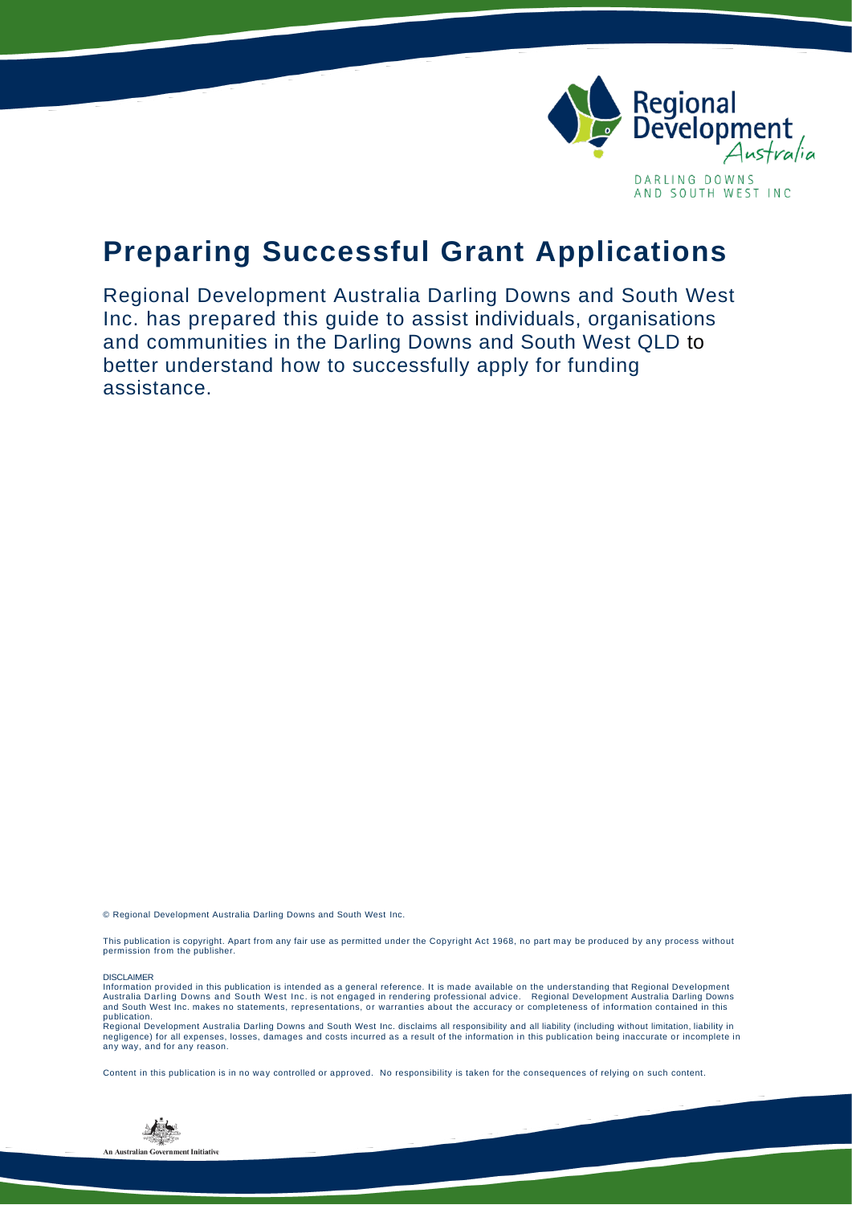Regional Development Australia

DARLING DOWNS AND SOUTH WEST INC

# Preparing Successful Grant Applications

Regional Development Australia Darling Downs and South West Inc. has prepared this guide to assist individuals, organisations and communities in the Darling Downs and South West QLD to better understand how to successfully apply for funding assistance.

© Regional Development Australia Darling Downs and South West Inc.

This publication is copyright. Apart from any fair use as permitted under the Copyright Act 1968, no part may be produced by any process without permission from the publisher.

DISCLAIMER

Information provided in this publication is intended as a general reference. It is made available on the understanding that Regional Development Australia Darling Downs and South West Inc. is not engaged in rendering professional advice. Regional Development Australia Darling Downs and South West Inc. makes no statements, representations, or warranties about the accuracy or completeness of information contained in this publication.

Regional Development Australia Darling Downs and South West Inc. disclaims all responsibility and all liability (including without limitation, liability in negligence) for all expenses, losses, damages and costs incurred as a result of the information in this publication being inaccurate or incomplete in any way, and for any reason.

Content in this publication is in no way controlled or approved. No responsibility is taken for the consequences of relying on such content.

An Australian Government Initiative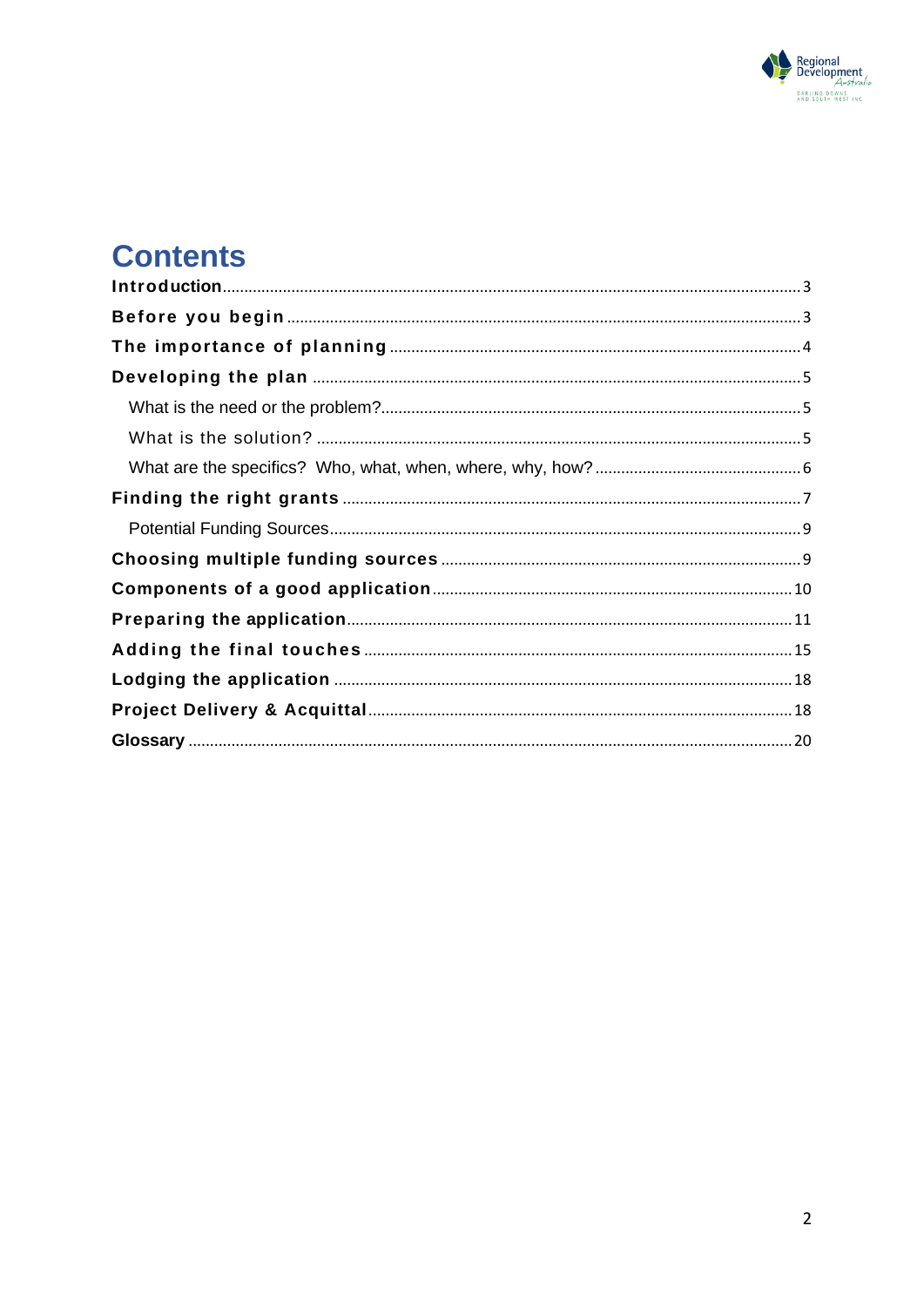# Contents

- Introduction ... 3
- Before you begin ... 3
- The importance of planning ... 4
- Developing the plan ... 5
  - What is the need or the problem? ... 5
  - What is the solution? ... 5
  - What are the specifics? Who, what, when, where, why, how? ... 6
- Finding the right grants ... 7
  - Potential Funding Sources ... 9
- Choosing multiple funding sources ... 9
- Components of a good application ... 10
- Preparing the application ... 11
- Adding the final touches ... 15
- Lodging the application ... 18
- Project Delivery & Acquittal ... 18
- Glossary ... 20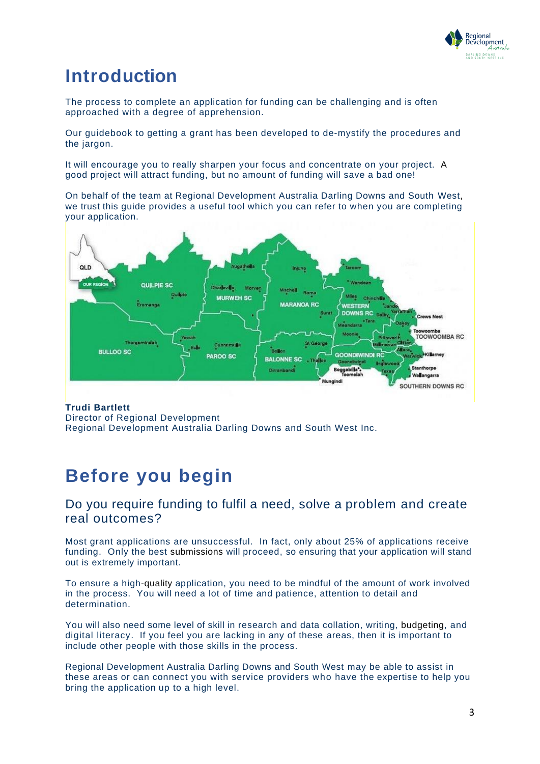# Introduction

The process to complete an application for funding can be challenging and is often approached with a degree of apprehension.

Our guidebook to getting a grant has been developed to de-mystify the procedures and the jargon.

It will encourage you to really sharpen your focus and concentrate on your project. A good project will attract funding, but no amount of funding will save a bad one!

On behalf of the team at Regional Development Australia Darling Downs and South West, we trust this guide provides a useful tool which you can refer to when you are completing your application.

**Trudi Bartlett**
Director of Regional Development
Regional Development Australia Darling Downs and South West Inc.

# Before you begin

## Do you require funding to fulfil a need, solve a problem and create real outcomes?

Most grant applications are unsuccessful. In fact, only about 25% of applications receive funding. Only the best submissions will proceed, so ensuring that your application will stand out is extremely important.

To ensure a high-quality application, you need to be mindful of the amount of work involved in the process. You will need a lot of time and patience, attention to detail and determination.

You will also need some level of skill in research and data collation, writing, budgeting, and digital literacy. If you feel you are lacking in any of these areas, then it is important to include other people with those skills in the process.

Regional Development Australia Darling Downs and South West may be able to assist in these areas or can connect you with service providers who have the expertise to help you bring the application up to a high level.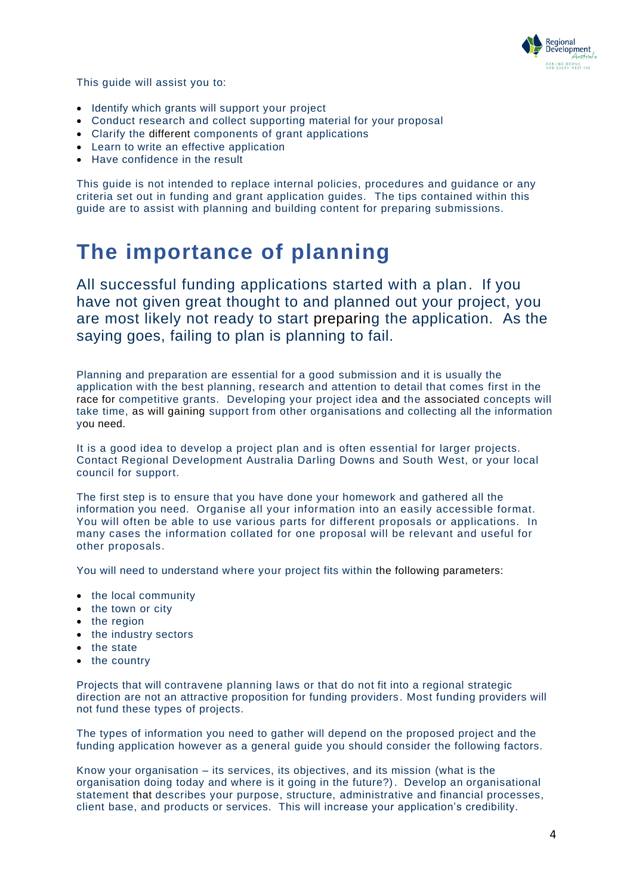This guide will assist you to:

- Identify which grants will support your project
- Conduct research and collect supporting material for your proposal
- Clarify the different components of grant applications
- Learn to write an effective application
- Have confidence in the result

This guide is not intended to replace internal policies, procedures and guidance or any criteria set out in funding and grant application guides. The tips contained within this guide are to assist with planning and building content for preparing submissions.

# The importance of planning

All successful funding applications started with a plan. If you have not given great thought to and planned out your project, you are most likely not ready to start preparing the application. As the saying goes, failing to plan is planning to fail.

Planning and preparation are essential for a good submission and it is usually the application with the best planning, research and attention to detail that comes first in the race for competitive grants. Developing your project idea and the associated concepts will take time, as will gaining support from other organisations and collecting all the information you need.

It is a good idea to develop a project plan and is often essential for larger projects. Contact Regional Development Australia Darling Downs and South West, or your local council for support.

The first step is to ensure that you have done your homework and gathered all the information you need. Organise all your information into an easily accessible format. You will often be able to use various parts for different proposals or applications. In many cases the information collated for one proposal will be relevant and useful for other proposals.

You will need to understand where your project fits within the following parameters:

- the local community
- the town or city
- the region
- the industry sectors
- the state
- the country

Projects that will contravene planning laws or that do not fit into a regional strategic direction are not an attractive proposition for funding providers. Most funding providers will not fund these types of projects.

The types of information you need to gather will depend on the proposed project and the funding application however as a general guide you should consider the following factors.

Know your organisation – its services, its objectives, and its mission (what is the organisation doing today and where is it going in the future?). Develop an organisational statement that describes your purpose, structure, administrative and financial processes, client base, and products or services. This will increase your application's credibility.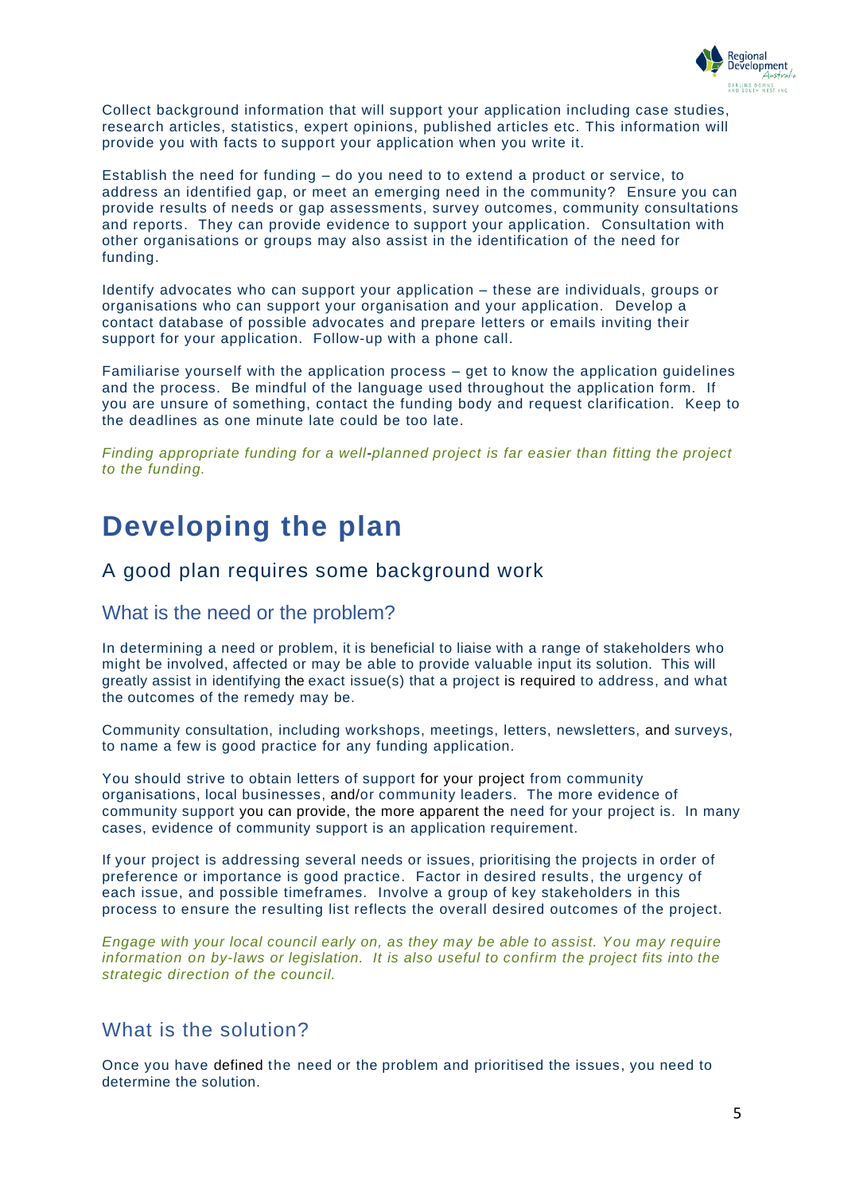Collect background information that will support your application including case studies, research articles, statistics, expert opinions, published articles etc. This information will provide you with facts to support your application when you write it.

Establish the need for funding – do you need to to extend a product or service, to address an identified gap, or meet an emerging need in the community? Ensure you can provide results of needs or gap assessments, survey outcomes, community consultations and reports. They can provide evidence to support your application. Consultation with other organisations or groups may also assist in the identification of the need for funding.

Identify advocates who can support your application – these are individuals, groups or organisations who can support your organisation and your application. Develop a contact database of possible advocates and prepare letters or emails inviting their support for your application. Follow-up with a phone call.

Familiarise yourself with the application process – get to know the application guidelines and the process. Be mindful of the language used throughout the application form. If you are unsure of something, contact the funding body and request clarification. Keep to the deadlines as one minute late could be too late.

*Finding appropriate funding for a well-planned project is far easier than fitting the project to the funding.*

# Developing the plan

## A good plan requires some background work

### What is the need or the problem?

In determining a need or problem, it is beneficial to liaise with a range of stakeholders who might be involved, affected or may be able to provide valuable input its solution. This will greatly assist in identifying the exact issue(s) that a project is required to address, and what the outcomes of the remedy may be.

Community consultation, including workshops, meetings, letters, newsletters, and surveys, to name a few is good practice for any funding application.

You should strive to obtain letters of support for your project from community organisations, local businesses, and/or community leaders. The more evidence of community support you can provide, the more apparent the need for your project is. In many cases, evidence of community support is an application requirement.

If your project is addressing several needs or issues, prioritising the projects in order of preference or importance is good practice. Factor in desired results, the urgency of each issue, and possible timeframes. Involve a group of key stakeholders in this process to ensure the resulting list reflects the overall desired outcomes of the project.

*Engage with your local council early on, as they may be able to assist. You may require information on by-laws or legislation. It is also useful to confirm the project fits into the strategic direction of the council.*

### What is the solution?

Once you have defined the need or the problem and prioritised the issues, you need to determine the solution.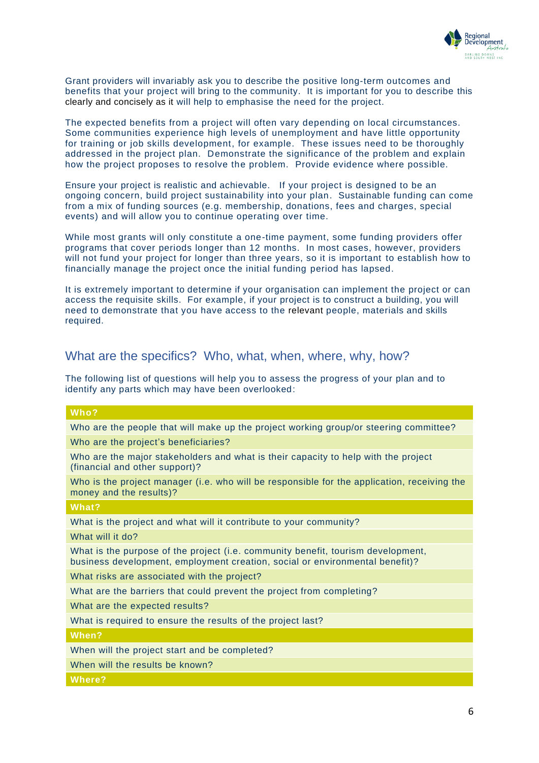Grant providers will invariably ask you to describe the positive long-term outcomes and benefits that your project will bring to the community. It is important for you to describe this clearly and concisely as it will help to emphasise the need for the project.

The expected benefits from a project will often vary depending on local circumstances. Some communities experience high levels of unemployment and have little opportunity for training or job skills development, for example. These issues need to be thoroughly addressed in the project plan. Demonstrate the significance of the problem and explain how the project proposes to resolve the problem. Provide evidence where possible.

Ensure your project is realistic and achievable. If your project is designed to be an ongoing concern, build project sustainability into your plan. Sustainable funding can come from a mix of funding sources (e.g. membership, donations, fees and charges, special events) and will allow you to continue operating over time.

While most grants will only constitute a one-time payment, some funding providers offer programs that cover periods longer than 12 months. In most cases, however, providers will not fund your project for longer than three years, so it is important to establish how to financially manage the project once the initial funding period has lapsed.

It is extremely important to determine if your organisation can implement the project or can access the requisite skills. For example, if your project is to construct a building, you will need to demonstrate that you have access to the relevant people, materials and skills required.

## What are the specifics? Who, what, when, where, why, how?

The following list of questions will help you to assess the progress of your plan and to identify any parts which may have been overlooked:

| **Who?** |
|---|
| Who are the people that will make up the project working group/or steering committee? |
| Who are the project's beneficiaries? |
| Who are the major stakeholders and what is their capacity to help with the project (financial and other support)? |
| Who is the project manager (i.e. who will be responsible for the application, receiving the money and the results)? |
| **What?** |
| What is the project and what will it contribute to your community? |
| What will it do? |
| What is the purpose of the project (i.e. community benefit, tourism development, business development, employment creation, social or environmental benefit)? |
| What risks are associated with the project? |
| What are the barriers that could prevent the project from completing? |
| What are the expected results? |
| What is required to ensure the results of the project last? |
| **When?** |
| When will the project start and be completed? |
| When will the results be known? |
| **Where?** |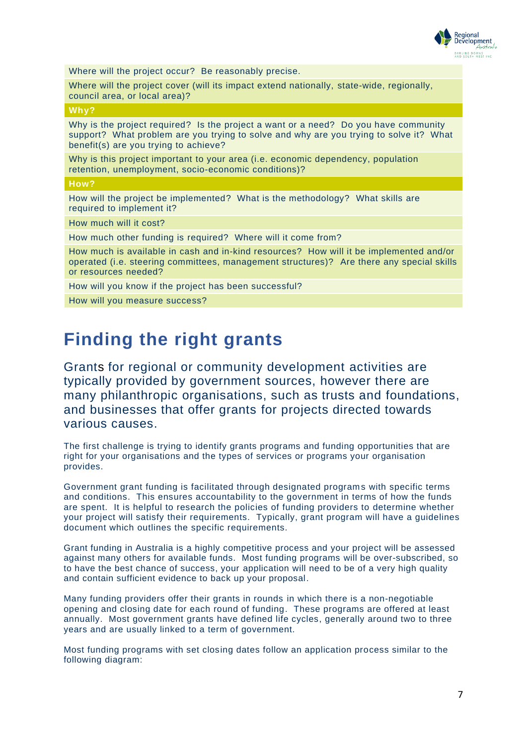| |
|---|
| Where will the project occur? Be reasonably precise. |
| Where will the project cover (will its impact extend nationally, state-wide, regionally, council area, or local area)? |
| **Why?** |
| Why is the project required? Is the project a want or a need? Do you have community support? What problem are you trying to solve and why are you trying to solve it? What benefit(s) are you trying to achieve? |
| Why is this project important to your area (i.e. economic dependency, population retention, unemployment, socio-economic conditions)? |
| **How?** |
| How will the project be implemented? What is the methodology? What skills are required to implement it? |
| How much will it cost? |
| How much other funding is required? Where will it come from? |
| How much is available in cash and in-kind resources? How will it be implemented and/or operated (i.e. steering committees, management structures)? Are there any special skills or resources needed? |
| How will you know if the project has been successful? |
| How will you measure success? |

# Finding the right grants

Grants for regional or community development activities are typically provided by government sources, however there are many philanthropic organisations, such as trusts and foundations, and businesses that offer grants for projects directed towards various causes.

The first challenge is trying to identify grants programs and funding opportunities that are right for your organisations and the types of services or programs your organisation provides.

Government grant funding is facilitated through designated programs with specific terms and conditions. This ensures accountability to the government in terms of how the funds are spent. It is helpful to research the policies of funding providers to determine whether your project will satisfy their requirements. Typically, grant program will have a guidelines document which outlines the specific requirements.

Grant funding in Australia is a highly competitive process and your project will be assessed against many others for available funds. Most funding programs will be over-subscribed, so to have the best chance of success, your application will need to be of a very high quality and contain sufficient evidence to back up your proposal.

Many funding providers offer their grants in rounds in which there is a non-negotiable opening and closing date for each round of funding. These programs are offered at least annually. Most government grants have defined life cycles, generally around two to three years and are usually linked to a term of government.

Most funding programs with set closing dates follow an application process similar to the following diagram: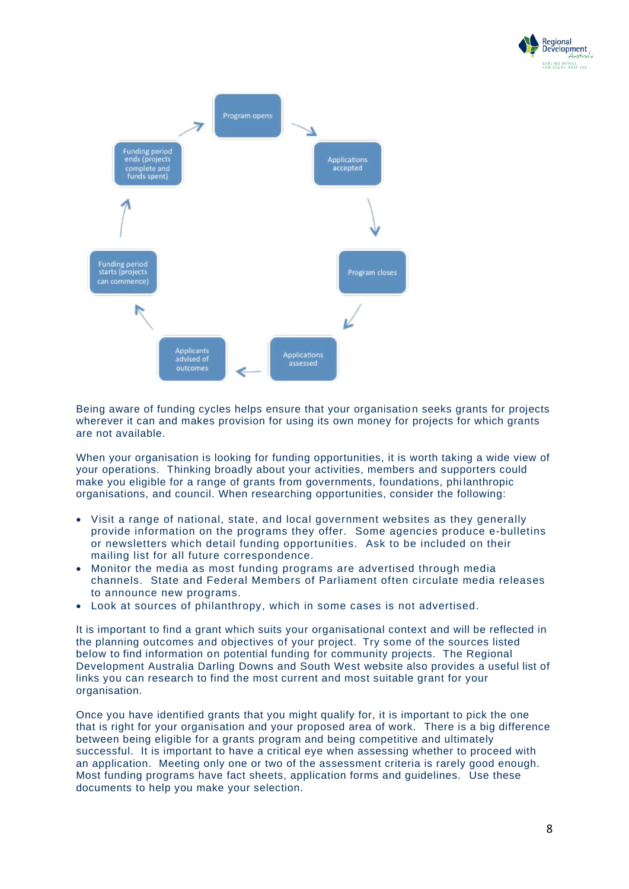- Program opens
- Applications accepted
- Program closes
- Applications assessed
- Applicants advised of outcomes
- Funding period starts (projects can commence)
- Funding period ends (projects complete and funds spent)

Being aware of funding cycles helps ensure that your organisation seeks grants for projects wherever it can and makes provision for using its own money for projects for which grants are not available.

When your organisation is looking for funding opportunities, it is worth taking a wide view of your operations. Thinking broadly about your activities, members and supporters could make you eligible for a range of grants from governments, foundations, philanthropic organisations, and council. When researching opportunities, consider the following:

- Visit a range of national, state, and local government websites as they generally provide information on the programs they offer. Some agencies produce e-bulletins or newsletters which detail funding opportunities. Ask to be included on their mailing list for all future correspondence.
- Monitor the media as most funding programs are advertised through media channels. State and Federal Members of Parliament often circulate media releases to announce new programs.
- Look at sources of philanthropy, which in some cases is not advertised.

It is important to find a grant which suits your organisational context and will be reflected in the planning outcomes and objectives of your project. Try some of the sources listed below to find information on potential funding for community projects. The Regional Development Australia Darling Downs and South West website also provides a useful list of links you can research to find the most current and most suitable grant for your organisation.

Once you have identified grants that you might qualify for, it is important to pick the one that is right for your organisation and your proposed area of work. There is a big difference between being eligible for a grants program and being competitive and ultimately successful. It is important to have a critical eye when assessing whether to proceed with an application. Meeting only one or two of the assessment criteria is rarely good enough. Most funding programs have fact sheets, application forms and guidelines. Use these documents to help you make your selection.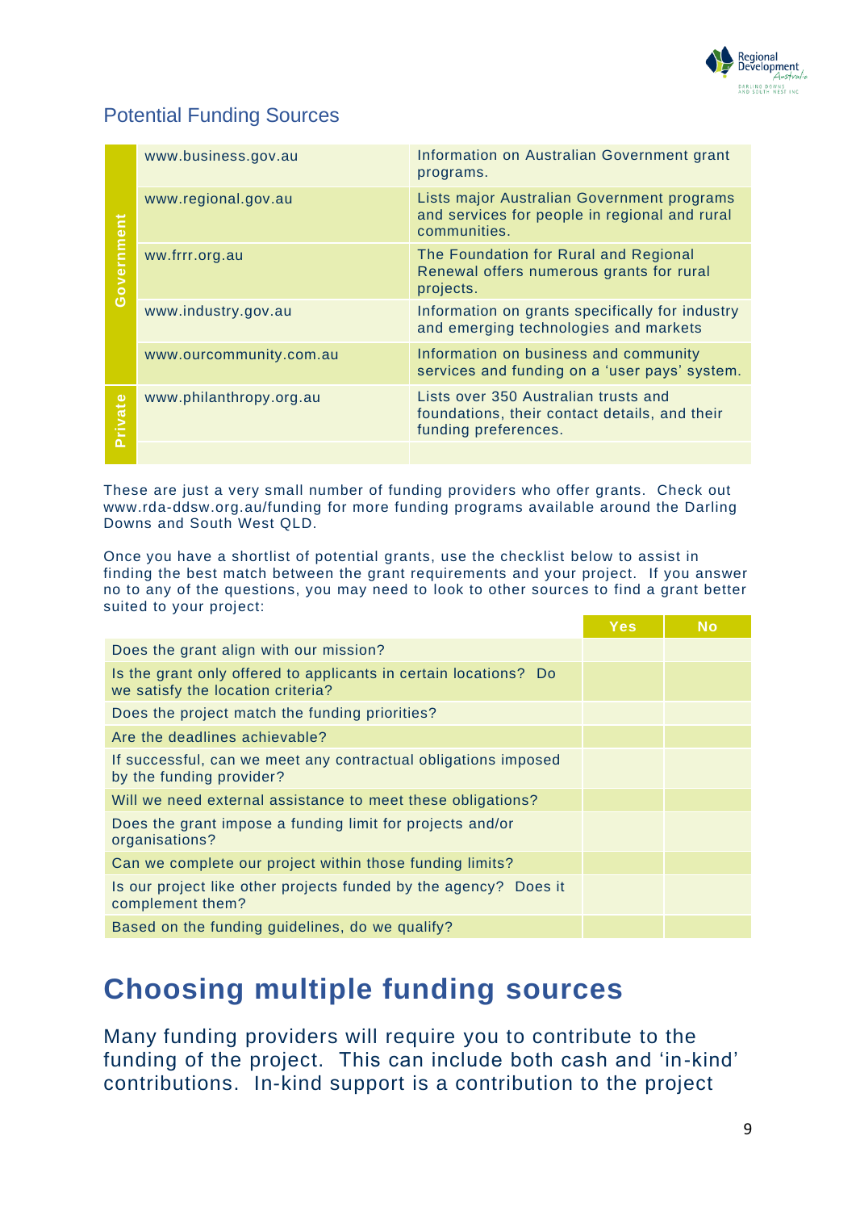## Potential Funding Sources

| | | |
|---|---|---|
| Government | www.business.gov.au | Information on Australian Government grant programs. |
| | www.regional.gov.au | Lists major Australian Government programs and services for people in regional and rural communities. |
| | ww.frrr.org.au | The Foundation for Rural and Regional Renewal offers numerous grants for rural projects. |
| | www.industry.gov.au | Information on grants specifically for industry and emerging technologies and markets |
| | www.ourcommunity.com.au | Information on business and community services and funding on a 'user pays' system. |
| Private | www.philanthropy.org.au | Lists over 350 Australian trusts and foundations, their contact details, and their funding preferences. |
| | | |

These are just a very small number of funding providers who offer grants. Check out www.rda-ddsw.org.au/funding for more funding programs available around the Darling Downs and South West QLD.

Once you have a shortlist of potential grants, use the checklist below to assist in finding the best match between the grant requirements and your project. If you answer no to any of the questions, you may need to look to other sources to find a grant better suited to your project:

| | Yes | No |
|---|---|---|
| Does the grant align with our mission? | | |
| Is the grant only offered to applicants in certain locations? Do we satisfy the location criteria? | | |
| Does the project match the funding priorities? | | |
| Are the deadlines achievable? | | |
| If successful, can we meet any contractual obligations imposed by the funding provider? | | |
| Will we need external assistance to meet these obligations? | | |
| Does the grant impose a funding limit for projects and/or organisations? | | |
| Can we complete our project within those funding limits? | | |
| Is our project like other projects funded by the agency? Does it complement them? | | |
| Based on the funding guidelines, do we qualify? | | |

# Choosing multiple funding sources

Many funding providers will require you to contribute to the funding of the project. This can include both cash and 'in-kind' contributions. In-kind support is a contribution to the project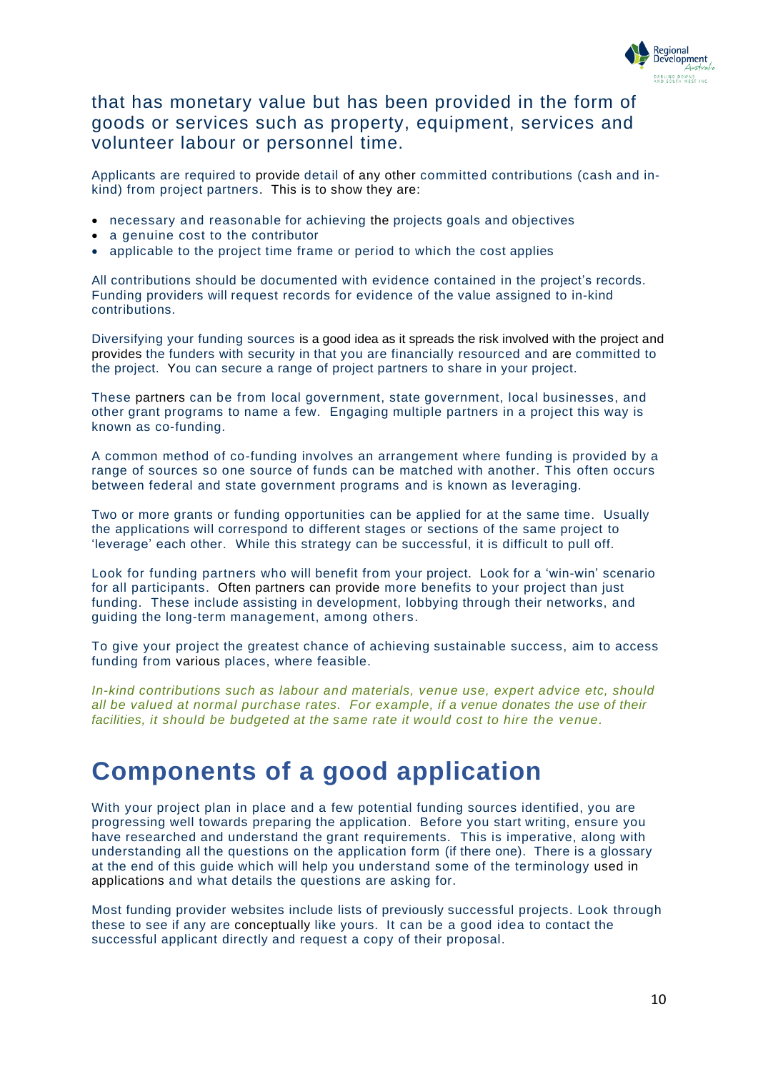that has monetary value but has been provided in the form of goods or services such as property, equipment, services and volunteer labour or personnel time.

Applicants are required to provide detail of any other committed contributions (cash and in-kind) from project partners. This is to show they are:

- necessary and reasonable for achieving the projects goals and objectives
- a genuine cost to the contributor
- applicable to the project time frame or period to which the cost applies

All contributions should be documented with evidence contained in the project's records. Funding providers will request records for evidence of the value assigned to in-kind contributions.

Diversifying your funding sources is a good idea as it spreads the risk involved with the project and provides the funders with security in that you are financially resourced and are committed to the project. You can secure a range of project partners to share in your project.

These partners can be from local government, state government, local businesses, and other grant programs to name a few. Engaging multiple partners in a project this way is known as co-funding.

A common method of co-funding involves an arrangement where funding is provided by a range of sources so one source of funds can be matched with another. This often occurs between federal and state government programs and is known as leveraging.

Two or more grants or funding opportunities can be applied for at the same time. Usually the applications will correspond to different stages or sections of the same project to 'leverage' each other. While this strategy can be successful, it is difficult to pull off.

Look for funding partners who will benefit from your project. Look for a 'win-win' scenario for all participants. Often partners can provide more benefits to your project than just funding. These include assisting in development, lobbying through their networks, and guiding the long-term management, among others.

To give your project the greatest chance of achieving sustainable success, aim to access funding from various places, where feasible.

*In-kind contributions such as labour and materials, venue use, expert advice etc, should all be valued at normal purchase rates. For example, if a venue donates the use of their facilities, it should be budgeted at the same rate it would cost to hire the venue.*

# Components of a good application

With your project plan in place and a few potential funding sources identified, you are progressing well towards preparing the application. Before you start writing, ensure you have researched and understand the grant requirements. This is imperative, along with understanding all the questions on the application form (if there one). There is a glossary at the end of this guide which will help you understand some of the terminology used in applications and what details the questions are asking for.

Most funding provider websites include lists of previously successful projects. Look through these to see if any are conceptually like yours. It can be a good idea to contact the successful applicant directly and request a copy of their proposal.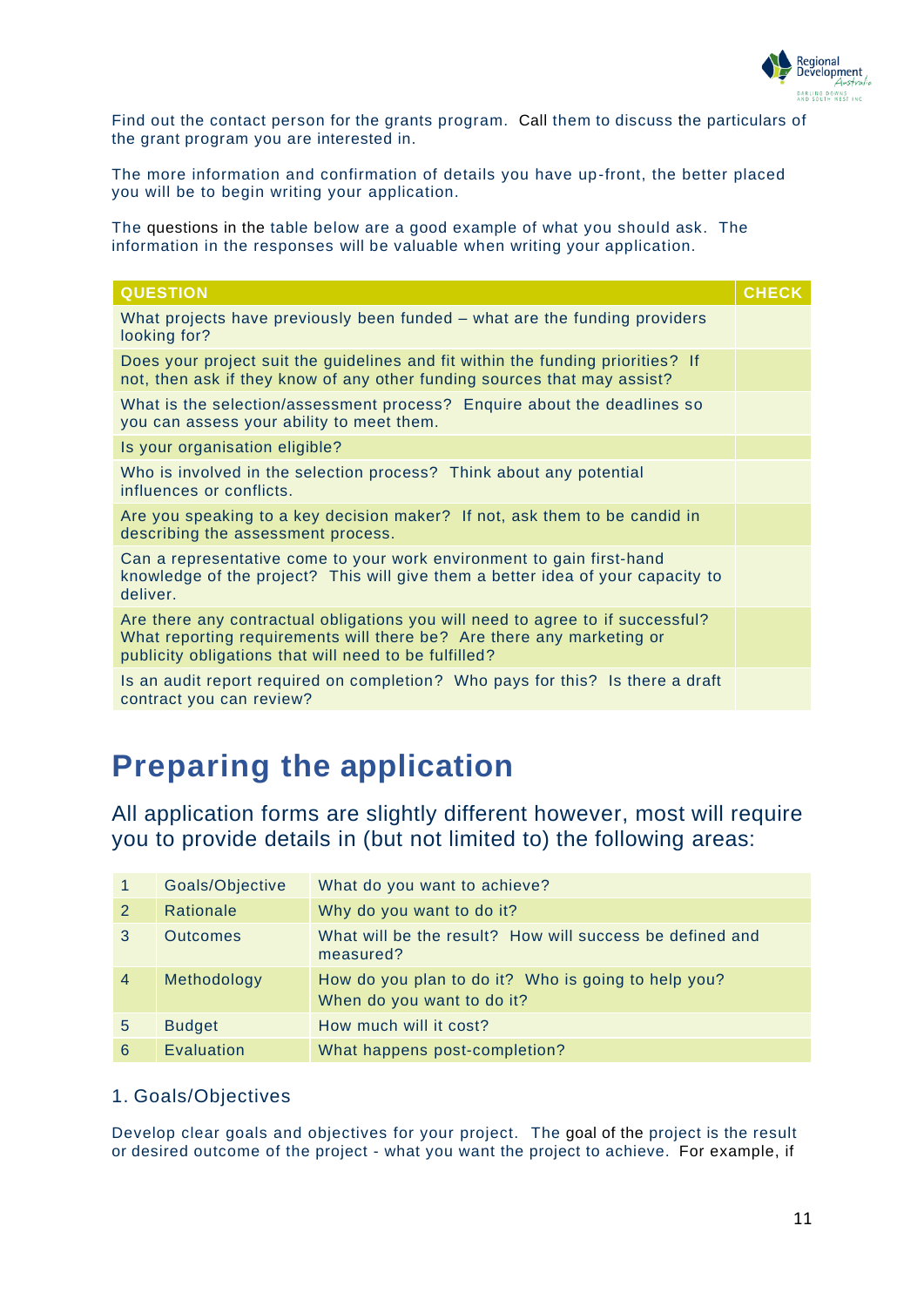Find out the contact person for the grants program. Call them to discuss the particulars of the grant program you are interested in.

The more information and confirmation of details you have up-front, the better placed you will be to begin writing your application.

The questions in the table below are a good example of what you should ask. The information in the responses will be valuable when writing your application.

| QUESTION | CHECK |
|---|---|
| What projects have previously been funded – what are the funding providers looking for? | |
| Does your project suit the guidelines and fit within the funding priorities? If not, then ask if they know of any other funding sources that may assist? | |
| What is the selection/assessment process? Enquire about the deadlines so you can assess your ability to meet them. | |
| Is your organisation eligible? | |
| Who is involved in the selection process? Think about any potential influences or conflicts. | |
| Are you speaking to a key decision maker? If not, ask them to be candid in describing the assessment process. | |
| Can a representative come to your work environment to gain first-hand knowledge of the project? This will give them a better idea of your capacity to deliver. | |
| Are there any contractual obligations you will need to agree to if successful? What reporting requirements will there be? Are there any marketing or publicity obligations that will need to be fulfilled? | |
| Is an audit report required on completion? Who pays for this? Is there a draft contract you can review? | |

# Preparing the application

All application forms are slightly different however, most will require you to provide details in (but not limited to) the following areas:

| | | |
|---|---|---|
| 1 | Goals/Objective | What do you want to achieve? |
| 2 | Rationale | Why do you want to do it? |
| 3 | Outcomes | What will be the result? How will success be defined and measured? |
| 4 | Methodology | How do you plan to do it? Who is going to help you? When do you want to do it? |
| 5 | Budget | How much will it cost? |
| 6 | Evaluation | What happens post-completion? |

## 1. Goals/Objectives

Develop clear goals and objectives for your project. The goal of the project is the result or desired outcome of the project - what you want the project to achieve. For example, if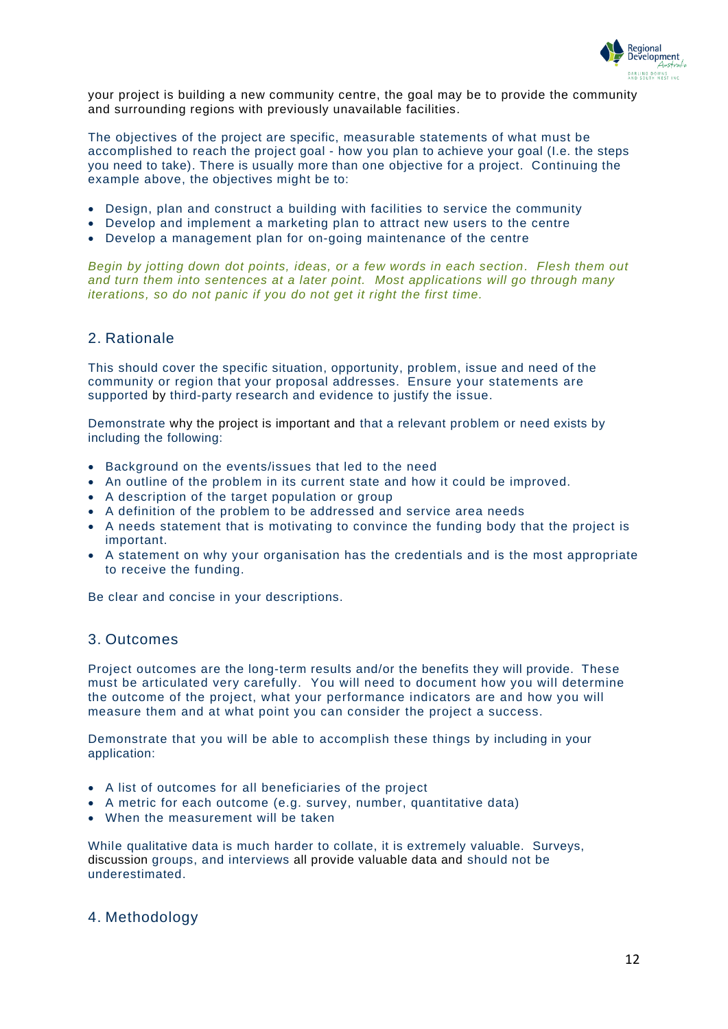your project is building a new community centre, the goal may be to provide the community and surrounding regions with previously unavailable facilities.

The objectives of the project are specific, measurable statements of what must be accomplished to reach the project goal - how you plan to achieve your goal (I.e. the steps you need to take). There is usually more than one objective for a project. Continuing the example above, the objectives might be to:

- Design, plan and construct a building with facilities to service the community
- Develop and implement a marketing plan to attract new users to the centre
- Develop a management plan for on-going maintenance of the centre

*Begin by jotting down dot points, ideas, or a few words in each section. Flesh them out and turn them into sentences at a later point. Most applications will go through many iterations, so do not panic if you do not get it right the first time.*

## 2. Rationale

This should cover the specific situation, opportunity, problem, issue and need of the community or region that your proposal addresses. Ensure your statements are supported by third-party research and evidence to justify the issue.

Demonstrate why the project is important and that a relevant problem or need exists by including the following:

- Background on the events/issues that led to the need
- An outline of the problem in its current state and how it could be improved.
- A description of the target population or group
- A definition of the problem to be addressed and service area needs
- A needs statement that is motivating to convince the funding body that the project is important.
- A statement on why your organisation has the credentials and is the most appropriate to receive the funding.

Be clear and concise in your descriptions.

## 3. Outcomes

Project outcomes are the long-term results and/or the benefits they will provide. These must be articulated very carefully. You will need to document how you will determine the outcome of the project, what your performance indicators are and how you will measure them and at what point you can consider the project a success.

Demonstrate that you will be able to accomplish these things by including in your application:

- A list of outcomes for all beneficiaries of the project
- A metric for each outcome (e.g. survey, number, quantitative data)
- When the measurement will be taken

While qualitative data is much harder to collate, it is extremely valuable. Surveys, discussion groups, and interviews all provide valuable data and should not be underestimated.

## 4. Methodology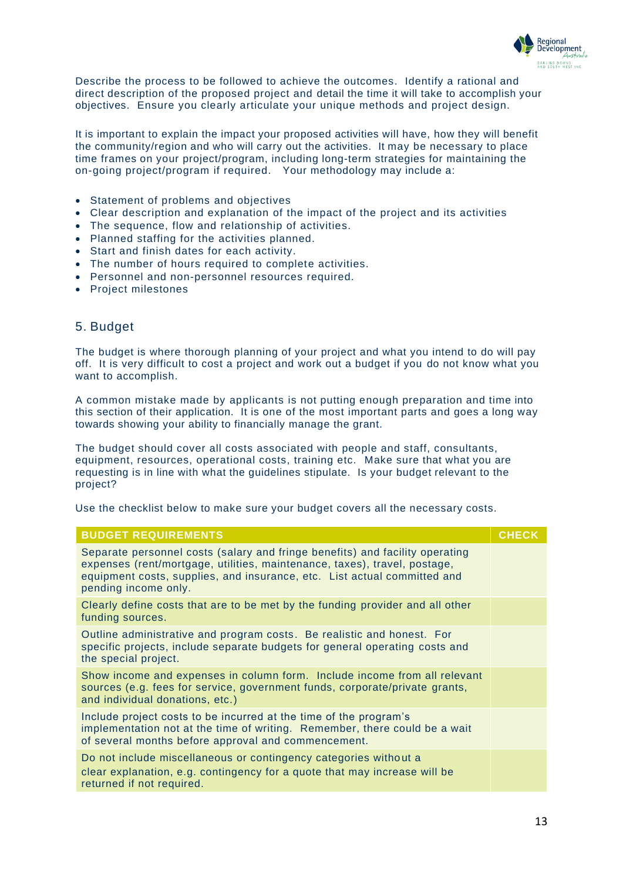Describe the process to be followed to achieve the outcomes. Identify a rational and direct description of the proposed project and detail the time it will take to accomplish your objectives. Ensure you clearly articulate your unique methods and project design.

It is important to explain the impact your proposed activities will have, how they will benefit the community/region and who will carry out the activities. It may be necessary to place time frames on your project/program, including long-term strategies for maintaining the on-going project/program if required. Your methodology may include a:

- Statement of problems and objectives
- Clear description and explanation of the impact of the project and its activities
- The sequence, flow and relationship of activities.
- Planned staffing for the activities planned.
- Start and finish dates for each activity.
- The number of hours required to complete activities.
- Personnel and non-personnel resources required.
- Project milestones

## 5. Budget

The budget is where thorough planning of your project and what you intend to do will pay off. It is very difficult to cost a project and work out a budget if you do not know what you want to accomplish.

A common mistake made by applicants is not putting enough preparation and time into this section of their application. It is one of the most important parts and goes a long way towards showing your ability to financially manage the grant.

The budget should cover all costs associated with people and staff, consultants, equipment, resources, operational costs, training etc. Make sure that what you are requesting is in line with what the guidelines stipulate. Is your budget relevant to the project?

Use the checklist below to make sure your budget covers all the necessary costs.

| BUDGET REQUIREMENTS | CHECK |
|---|---|
| Separate personnel costs (salary and fringe benefits) and facility operating expenses (rent/mortgage, utilities, maintenance, taxes), travel, postage, equipment costs, supplies, and insurance, etc. List actual committed and pending income only. | |
| Clearly define costs that are to be met by the funding provider and all other funding sources. | |
| Outline administrative and program costs. Be realistic and honest. For specific projects, include separate budgets for general operating costs and the special project. | |
| Show income and expenses in column form. Include income from all relevant sources (e.g. fees for service, government funds, corporate/private grants, and individual donations, etc.) | |
| Include project costs to be incurred at the time of the program's implementation not at the time of writing. Remember, there could be a wait of several months before approval and commencement. | |
| Do not include miscellaneous or contingency categories without a clear explanation, e.g. contingency for a quote that may increase will be returned if not required. | |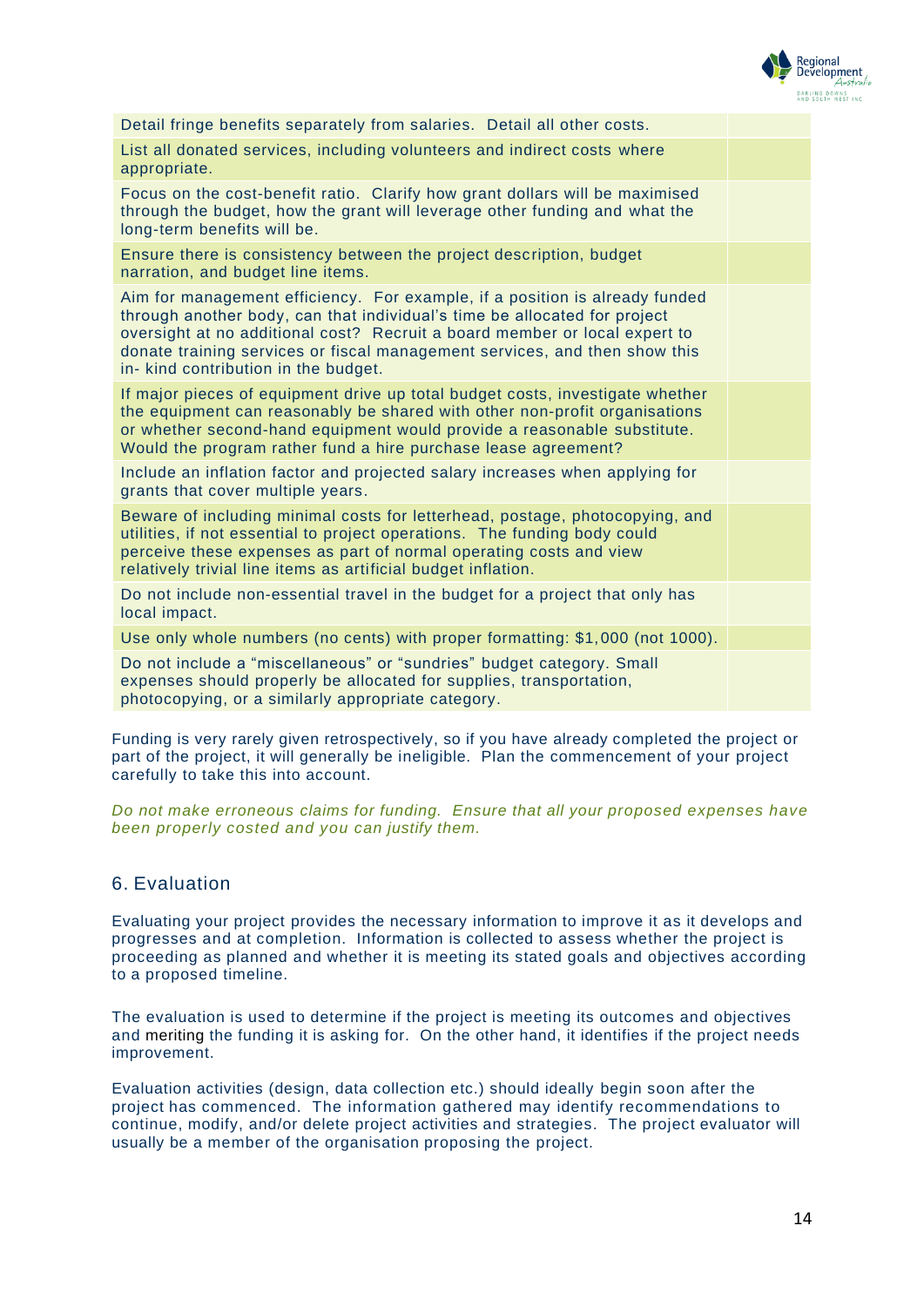| | |
|---|---|
| Detail fringe benefits separately from salaries. Detail all other costs. | |
| List all donated services, including volunteers and indirect costs where appropriate. | |
| Focus on the cost-benefit ratio. Clarify how grant dollars will be maximised through the budget, how the grant will leverage other funding and what the long-term benefits will be. | |
| Ensure there is consistency between the project description, budget narration, and budget line items. | |
| Aim for management efficiency. For example, if a position is already funded through another body, can that individual's time be allocated for project oversight at no additional cost? Recruit a board member or local expert to donate training services or fiscal management services, and then show this in- kind contribution in the budget. | |
| If major pieces of equipment drive up total budget costs, investigate whether the equipment can reasonably be shared with other non-profit organisations or whether second-hand equipment would provide a reasonable substitute. Would the program rather fund a hire purchase lease agreement? | |
| Include an inflation factor and projected salary increases when applying for grants that cover multiple years. | |
| Beware of including minimal costs for letterhead, postage, photocopying, and utilities, if not essential to project operations. The funding body could perceive these expenses as part of normal operating costs and view relatively trivial line items as artificial budget inflation. | |
| Do not include non-essential travel in the budget for a project that only has local impact. | |
| Use only whole numbers (no cents) with proper formatting: $1,000 (not 1000). | |
| Do not include a "miscellaneous" or "sundries" budget category. Small expenses should properly be allocated for supplies, transportation, photocopying, or a similarly appropriate category. | |

Funding is very rarely given retrospectively, so if you have already completed the project or part of the project, it will generally be ineligible. Plan the commencement of your project carefully to take this into account.

*Do not make erroneous claims for funding. Ensure that all your proposed expenses have been properly costed and you can justify them.*

## 6. Evaluation

Evaluating your project provides the necessary information to improve it as it develops and progresses and at completion. Information is collected to assess whether the project is proceeding as planned and whether it is meeting its stated goals and objectives according to a proposed timeline.

The evaluation is used to determine if the project is meeting its outcomes and objectives and meriting the funding it is asking for. On the other hand, it identifies if the project needs improvement.

Evaluation activities (design, data collection etc.) should ideally begin soon after the project has commenced. The information gathered may identify recommendations to continue, modify, and/or delete project activities and strategies. The project evaluator will usually be a member of the organisation proposing the project.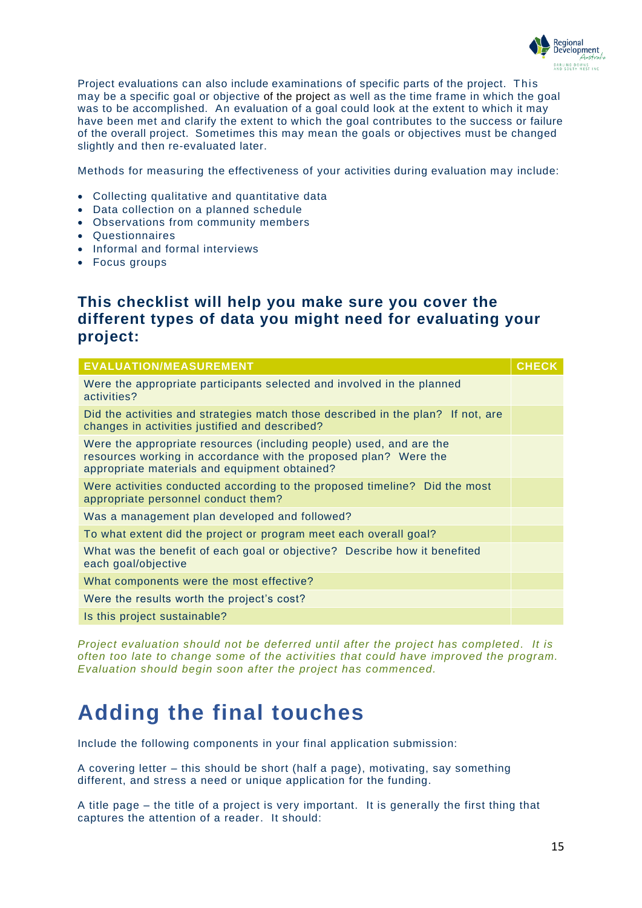Project evaluations can also include examinations of specific parts of the project. This may be a specific goal or objective of the project as well as the time frame in which the goal was to be accomplished. An evaluation of a goal could look at the extent to which it may have been met and clarify the extent to which the goal contributes to the success or failure of the overall project. Sometimes this may mean the goals or objectives must be changed slightly and then re-evaluated later.

Methods for measuring the effectiveness of your activities during evaluation may include:

- Collecting qualitative and quantitative data
- Data collection on a planned schedule
- Observations from community members
- Questionnaires
- Informal and formal interviews
- Focus groups

### This checklist will help you make sure you cover the different types of data you might need for evaluating your project:

| EVALUATION/MEASUREMENT | CHECK |
| --- | --- |
| Were the appropriate participants selected and involved in the planned activities? | |
| Did the activities and strategies match those described in the plan? If not, are changes in activities justified and described? | |
| Were the appropriate resources (including people) used, and are the resources working in accordance with the proposed plan? Were the appropriate materials and equipment obtained? | |
| Were activities conducted according to the proposed timeline? Did the most appropriate personnel conduct them? | |
| Was a management plan developed and followed? | |
| To what extent did the project or program meet each overall goal? | |
| What was the benefit of each goal or objective? Describe how it benefited each goal/objective | |
| What components were the most effective? | |
| Were the results worth the project's cost? | |
| Is this project sustainable? | |

*Project evaluation should not be deferred until after the project has completed. It is often too late to change some of the activities that could have improved the program. Evaluation should begin soon after the project has commenced.*

# Adding the final touches

Include the following components in your final application submission:

A covering letter – this should be short (half a page), motivating, say something different, and stress a need or unique application for the funding.

A title page – the title of a project is very important. It is generally the first thing that captures the attention of a reader. It should: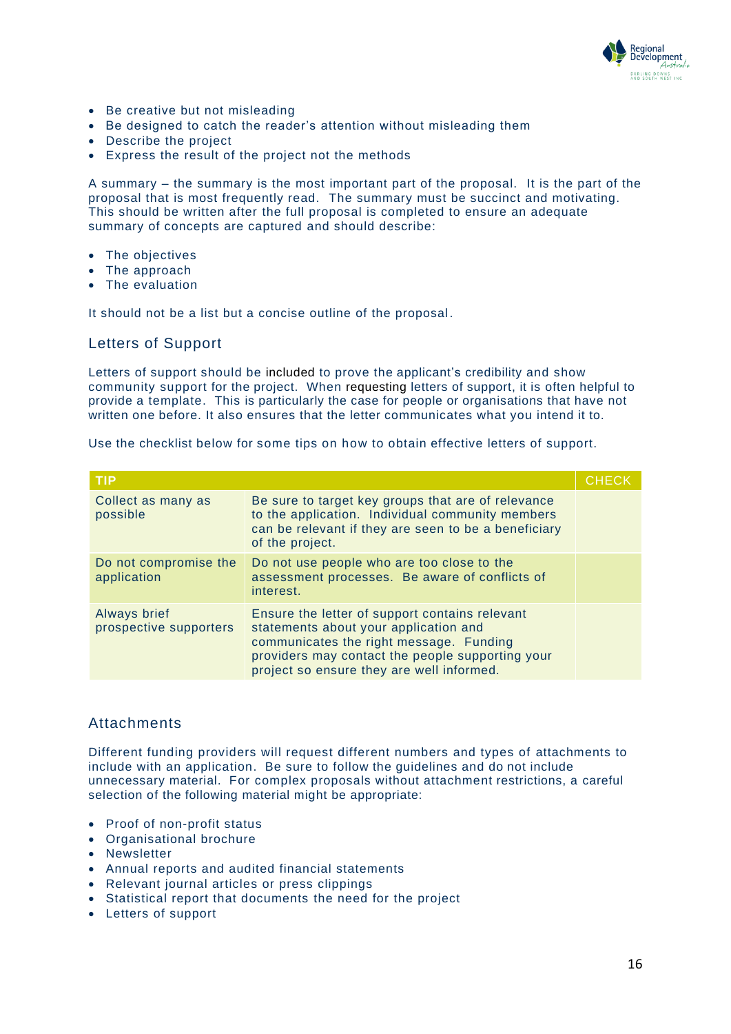- Be creative but not misleading
- Be designed to catch the reader's attention without misleading them
- Describe the project
- Express the result of the project not the methods

A summary – the summary is the most important part of the proposal. It is the part of the proposal that is most frequently read. The summary must be succinct and motivating. This should be written after the full proposal is completed to ensure an adequate summary of concepts are captured and should describe:

- The objectives
- The approach
- The evaluation

It should not be a list but a concise outline of the proposal.

## Letters of Support

Letters of support should be included to prove the applicant's credibility and show community support for the project. When requesting letters of support, it is often helpful to provide a template. This is particularly the case for people or organisations that have not written one before. It also ensures that the letter communicates what you intend it to.

Use the checklist below for some tips on how to obtain effective letters of support.

| TIP | | CHECK |
|---|---|---|
| Collect as many as possible | Be sure to target key groups that are of relevance to the application. Individual community members can be relevant if they are seen to be a beneficiary of the project. | |
| Do not compromise the application | Do not use people who are too close to the assessment processes. Be aware of conflicts of interest. | |
| Always brief prospective supporters | Ensure the letter of support contains relevant statements about your application and communicates the right message. Funding providers may contact the people supporting your project so ensure they are well informed. | |

## Attachments

Different funding providers will request different numbers and types of attachments to include with an application. Be sure to follow the guidelines and do not include unnecessary material. For complex proposals without attachment restrictions, a careful selection of the following material might be appropriate:

- Proof of non-profit status
- Organisational brochure
- Newsletter
- Annual reports and audited financial statements
- Relevant journal articles or press clippings
- Statistical report that documents the need for the project
- Letters of support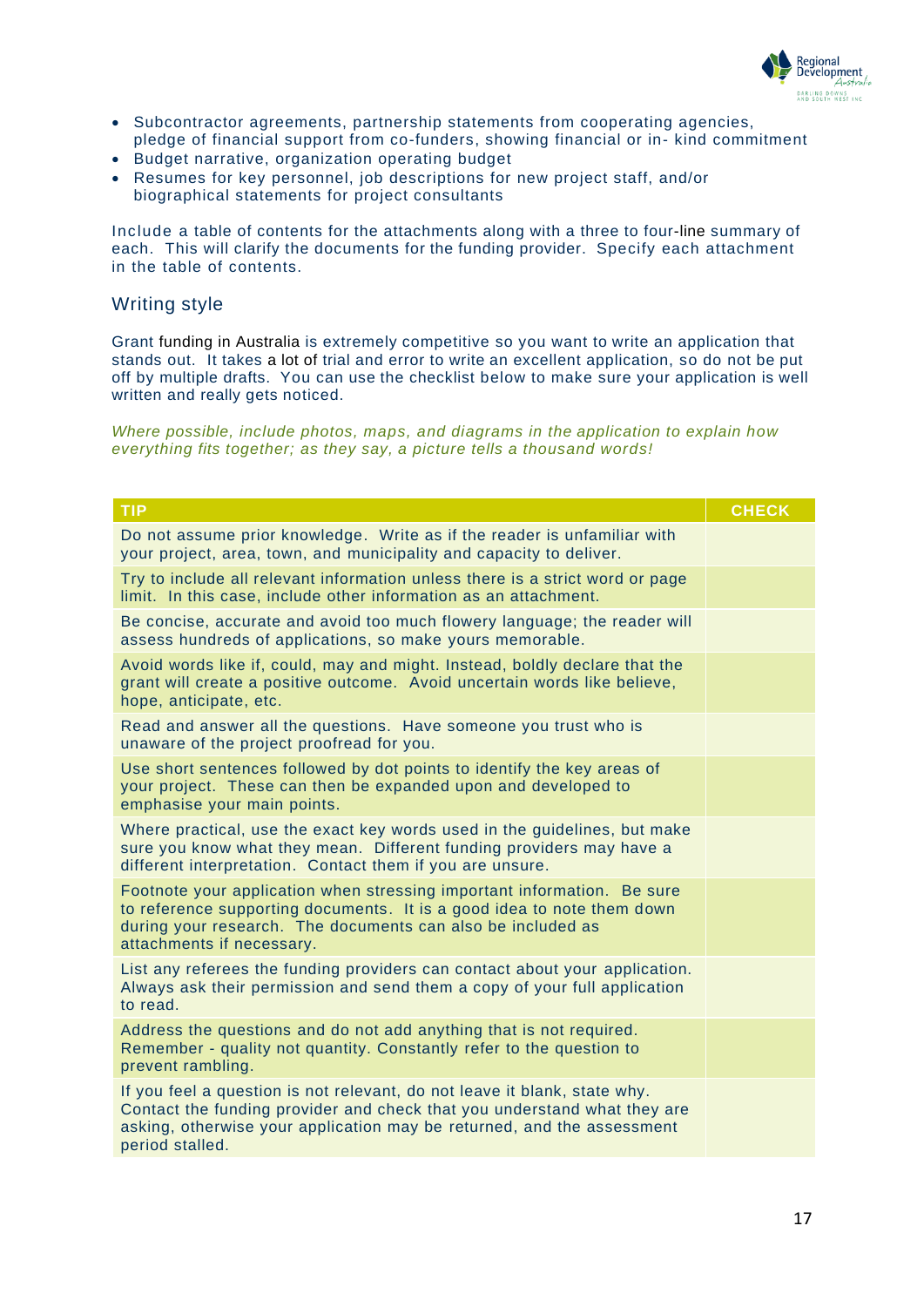- Subcontractor agreements, partnership statements from cooperating agencies, pledge of financial support from co-funders, showing financial or in- kind commitment
- Budget narrative, organization operating budget
- Resumes for key personnel, job descriptions for new project staff, and/or biographical statements for project consultants

Include a table of contents for the attachments along with a three to four-line summary of each. This will clarify the documents for the funding provider. Specify each attachment in the table of contents.

## Writing style

Grant funding in Australia is extremely competitive so you want to write an application that stands out. It takes a lot of trial and error to write an excellent application, so do not be put off by multiple drafts. You can use the checklist below to make sure your application is well written and really gets noticed.

*Where possible, include photos, maps, and diagrams in the application to explain how everything fits together; as they say, a picture tells a thousand words!*

| TIP | CHECK |
|---|---|
| Do not assume prior knowledge. Write as if the reader is unfamiliar with your project, area, town, and municipality and capacity to deliver. | |
| Try to include all relevant information unless there is a strict word or page limit. In this case, include other information as an attachment. | |
| Be concise, accurate and avoid too much flowery language; the reader will assess hundreds of applications, so make yours memorable. | |
| Avoid words like if, could, may and might. Instead, boldly declare that the grant will create a positive outcome. Avoid uncertain words like believe, hope, anticipate, etc. | |
| Read and answer all the questions. Have someone you trust who is unaware of the project proofread for you. | |
| Use short sentences followed by dot points to identify the key areas of your project. These can then be expanded upon and developed to emphasise your main points. | |
| Where practical, use the exact key words used in the guidelines, but make sure you know what they mean. Different funding providers may have a different interpretation. Contact them if you are unsure. | |
| Footnote your application when stressing important information. Be sure to reference supporting documents. It is a good idea to note them down during your research. The documents can also be included as attachments if necessary. | |
| List any referees the funding providers can contact about your application. Always ask their permission and send them a copy of your full application to read. | |
| Address the questions and do not add anything that is not required. Remember - quality not quantity. Constantly refer to the question to prevent rambling. | |
| If you feel a question is not relevant, do not leave it blank, state why. Contact the funding provider and check that you understand what they are asking, otherwise your application may be returned, and the assessment period stalled. | |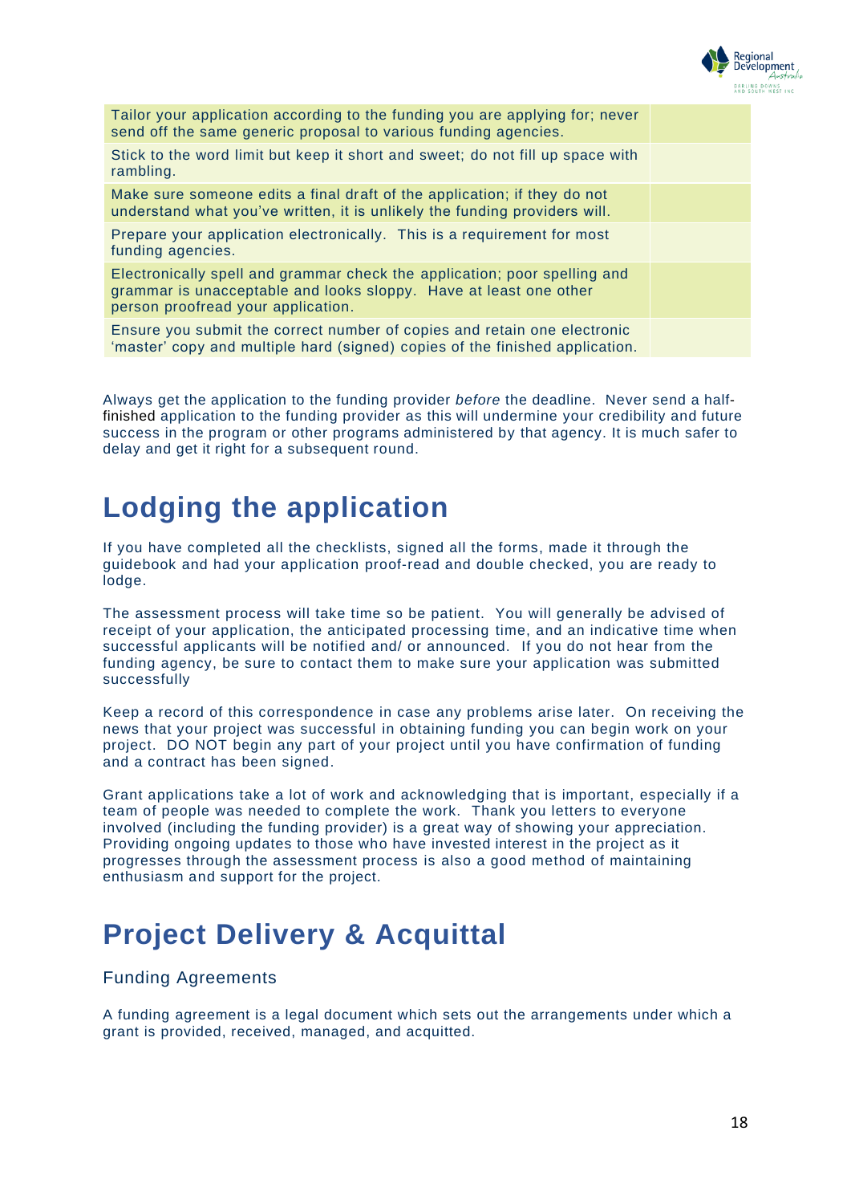| | |
|---|---|
| Tailor your application according to the funding you are applying for; never send off the same generic proposal to various funding agencies. | |
| Stick to the word limit but keep it short and sweet; do not fill up space with rambling. | |
| Make sure someone edits a final draft of the application; if they do not understand what you've written, it is unlikely the funding providers will. | |
| Prepare your application electronically. This is a requirement for most funding agencies. | |
| Electronically spell and grammar check the application; poor spelling and grammar is unacceptable and looks sloppy. Have at least one other person proofread your application. | |
| Ensure you submit the correct number of copies and retain one electronic 'master' copy and multiple hard (signed) copies of the finished application. | |

Always get the application to the funding provider *before* the deadline. Never send a half-finished application to the funding provider as this will undermine your credibility and future success in the program or other programs administered by that agency. It is much safer to delay and get it right for a subsequent round.

# Lodging the application

If you have completed all the checklists, signed all the forms, made it through the guidebook and had your application proof-read and double checked, you are ready to lodge.

The assessment process will take time so be patient. You will generally be advised of receipt of your application, the anticipated processing time, and an indicative time when successful applicants will be notified and/ or announced. If you do not hear from the funding agency, be sure to contact them to make sure your application was submitted successfully

Keep a record of this correspondence in case any problems arise later. On receiving the news that your project was successful in obtaining funding you can begin work on your project. DO NOT begin any part of your project until you have confirmation of funding and a contract has been signed.

Grant applications take a lot of work and acknowledging that is important, especially if a team of people was needed to complete the work. Thank you letters to everyone involved (including the funding provider) is a great way of showing your appreciation. Providing ongoing updates to those who have invested interest in the project as it progresses through the assessment process is also a good method of maintaining enthusiasm and support for the project.

# Project Delivery & Acquittal

## Funding Agreements

A funding agreement is a legal document which sets out the arrangements under which a grant is provided, received, managed, and acquitted.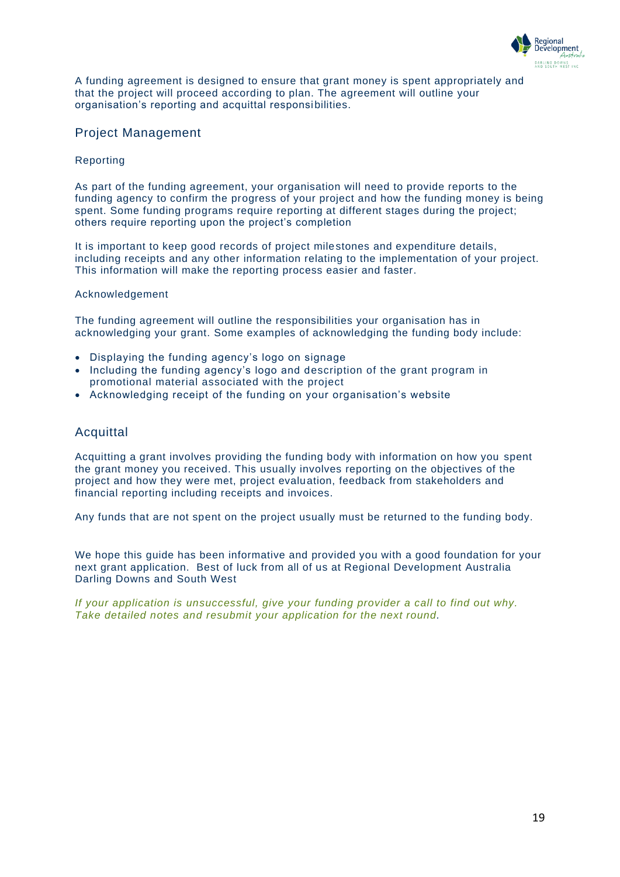A funding agreement is designed to ensure that grant money is spent appropriately and that the project will proceed according to plan. The agreement will outline your organisation's reporting and acquittal responsibilities.

## Project Management

### Reporting

As part of the funding agreement, your organisation will need to provide reports to the funding agency to confirm the progress of your project and how the funding money is being spent. Some funding programs require reporting at different stages during the project; others require reporting upon the project's completion

It is important to keep good records of project milestones and expenditure details, including receipts and any other information relating to the implementation of your project. This information will make the reporting process easier and faster.

### Acknowledgement

The funding agreement will outline the responsibilities your organisation has in acknowledging your grant. Some examples of acknowledging the funding body include:

- Displaying the funding agency's logo on signage
- Including the funding agency's logo and description of the grant program in promotional material associated with the project
- Acknowledging receipt of the funding on your organisation's website

## Acquittal

Acquitting a grant involves providing the funding body with information on how you spent the grant money you received. This usually involves reporting on the objectives of the project and how they were met, project evaluation, feedback from stakeholders and financial reporting including receipts and invoices.

Any funds that are not spent on the project usually must be returned to the funding body.

We hope this guide has been informative and provided you with a good foundation for your next grant application. Best of luck from all of us at Regional Development Australia Darling Downs and South West

*If your application is unsuccessful, give your funding provider a call to find out why. Take detailed notes and resubmit your application for the next round.*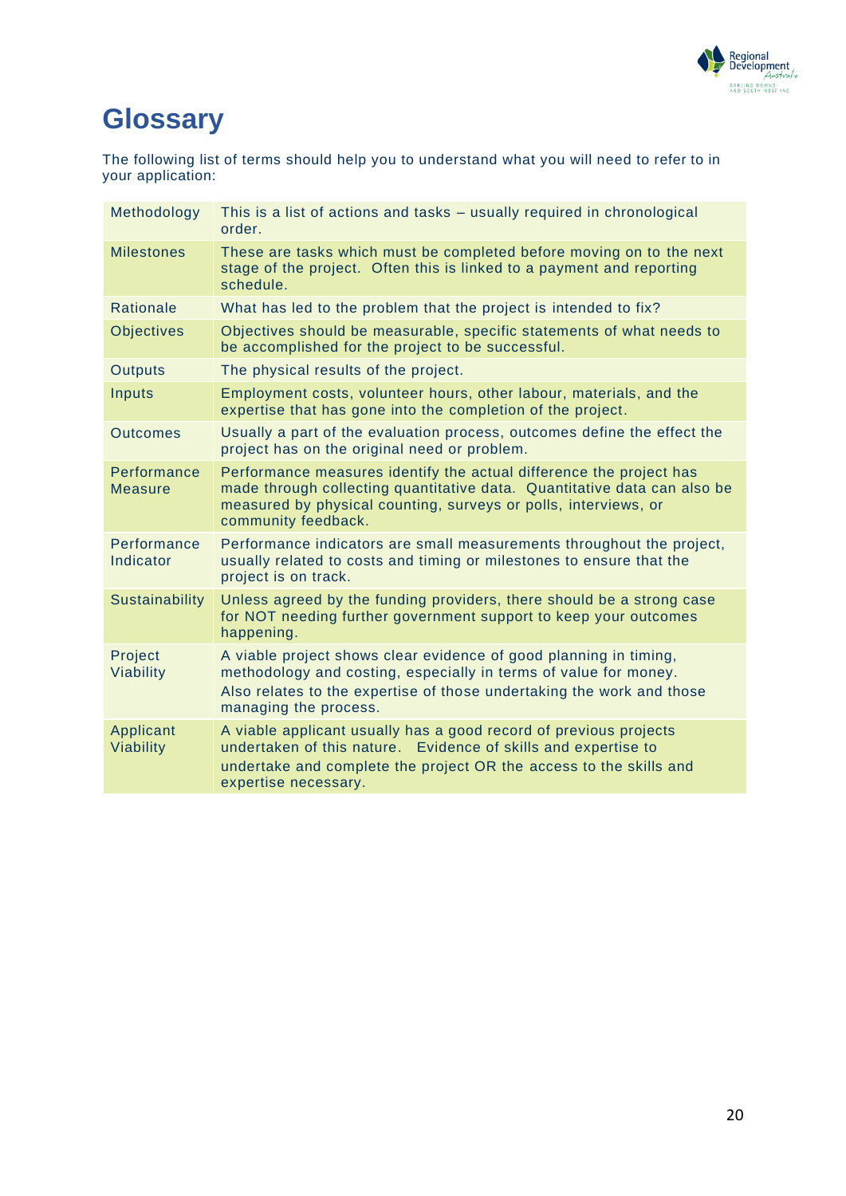# Glossary

The following list of terms should help you to understand what you will need to refer to in your application:

| | |
|---|---|
| Methodology | This is a list of actions and tasks – usually required in chronological order. |
| Milestones | These are tasks which must be completed before moving on to the next stage of the project. Often this is linked to a payment and reporting schedule. |
| Rationale | What has led to the problem that the project is intended to fix? |
| Objectives | Objectives should be measurable, specific statements of what needs to be accomplished for the project to be successful. |
| Outputs | The physical results of the project. |
| Inputs | Employment costs, volunteer hours, other labour, materials, and the expertise that has gone into the completion of the project. |
| Outcomes | Usually a part of the evaluation process, outcomes define the effect the project has on the original need or problem. |
| Performance Measure | Performance measures identify the actual difference the project has made through collecting quantitative data. Quantitative data can also be measured by physical counting, surveys or polls, interviews, or community feedback. |
| Performance Indicator | Performance indicators are small measurements throughout the project, usually related to costs and timing or milestones to ensure that the project is on track. |
| Sustainability | Unless agreed by the funding providers, there should be a strong case for NOT needing further government support to keep your outcomes happening. |
| Project Viability | A viable project shows clear evidence of good planning in timing, methodology and costing, especially in terms of value for money. Also relates to the expertise of those undertaking the work and those managing the process. |
| Applicant Viability | A viable applicant usually has a good record of previous projects undertaken of this nature. Evidence of skills and expertise to undertake and complete the project OR the access to the skills and expertise necessary. |